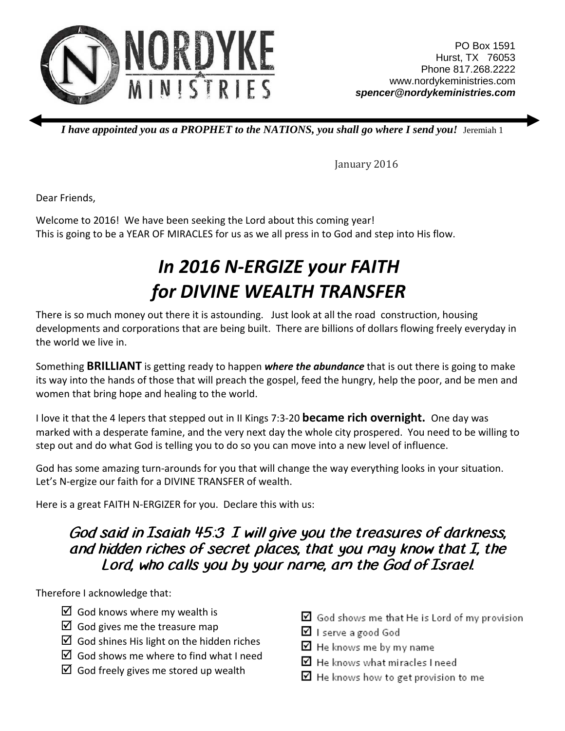NORDYKE MINISTRIES

PO Box 1591
Hurst, TX 76053
Phone 817.268.2222
www.nordykeministries.com
***spencer@nordykeministries.com***

***I have appointed you as a PROPHET to the NATIONS, you shall go where I send you!*** Jeremiah 1

January 2016

Dear Friends,

Welcome to 2016! We have been seeking the Lord about this coming year!
This is going to be a YEAR OF MIRACLES for us as we all press in to God and step into His flow.

# *In 2016 N-ERGIZE your FAITH for DIVINE WEALTH TRANSFER*

There is so much money out there it is astounding. Just look at all the road construction, housing developments and corporations that are being built. There are billions of dollars flowing freely everyday in the world we live in.

Something **BRILLIANT** is getting ready to happen ***where the abundance*** that is out there is going to make its way into the hands of those that will preach the gospel, feed the hungry, help the poor, and be men and women that bring hope and healing to the world.

I love it that the 4 lepers that stepped out in II Kings 7:3-20 **became rich overnight.** One day was marked with a desperate famine, and the very next day the whole city prospered. You need to be willing to step out and do what God is telling you to do so you can move into a new level of influence.

God has some amazing turn-arounds for you that will change the way everything looks in your situation. Let's N-ergize our faith for a DIVINE TRANSFER of wealth.

Here is a great FAITH N-ERGIZER for you. Declare this with us:

***God said in Isaiah 45:3 I will give you the treasures of darkness, and hidden riches of secret places, that you may know that I, the Lord, who calls you by your name, am the God of Israel.***

Therefore I acknowledge that:

- ☑ God knows where my wealth is
- ☑ God gives me the treasure map
- ☑ God shines His light on the hidden riches
- ☑ God shows me where to find what I need
- ☑ God freely gives me stored up wealth
- ☑ God shows me that He is Lord of my provision
- ☑ I serve a good God
- ☑ He knows me by my name
- ☑ He knows what miracles I need
- ☑ He knows how to get provision to me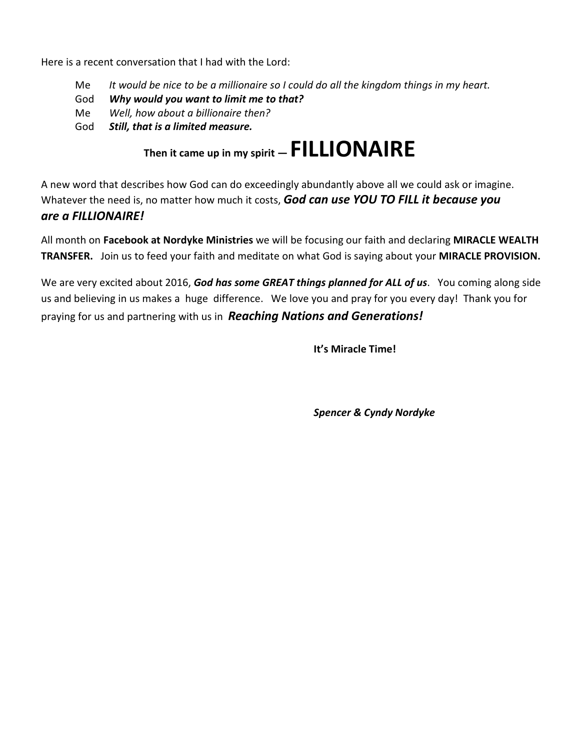Here is a recent conversation that I had with the Lord:

Me *It would be nice to be a millionaire so I could do all the kingdom things in my heart.*
God ***Why would you want to limit me to that?***
Me *Well, how about a billionaire then?*
God ***Still, that is a limited measure.***

**Then it came up in my spirit – FILLIONAIRE**

A new word that describes how God can do exceedingly abundantly above all we could ask or imagine. Whatever the need is, no matter how much it costs, ***God can use YOU TO FILL it because you are a FILLIONAIRE!***

All month on **Facebook at Nordyke Ministries** we will be focusing our faith and declaring **MIRACLE WEALTH TRANSFER.** Join us to feed your faith and meditate on what God is saying about your **MIRACLE PROVISION.**

We are very excited about 2016, ***God has some GREAT things planned for ALL of us***. You coming along side us and believing in us makes a huge difference. We love you and pray for you every day! Thank you for praying for us and partnering with us in ***Reaching Nations and Generations!***

**It's Miracle Time!**

***Spencer & Cyndy Nordyke***